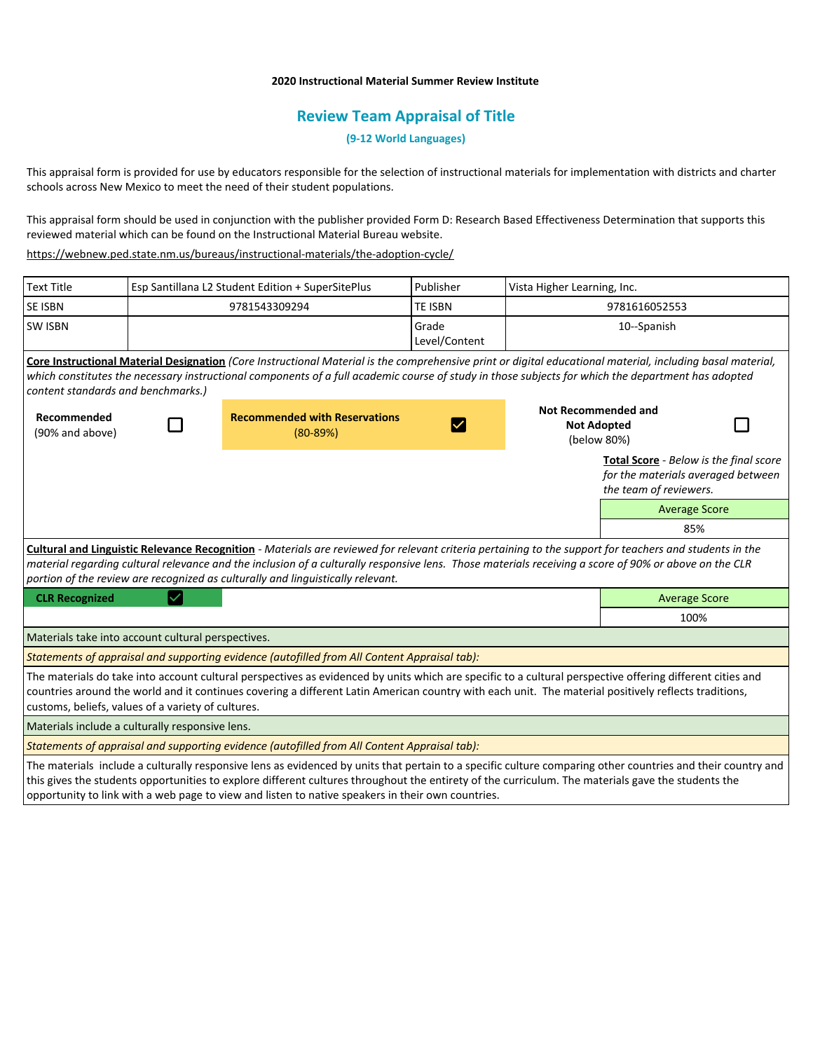**2020 Instructional Material Summer Review Institute**

## Review Team Appraisal of Title

**(9-12 World Languages)**

This appraisal form is provided for use by educators responsible for the selection of instructional materials for implementation with districts and charter schools across New Mexico to meet the need of their student populations.

This appraisal form should be used in conjunction with the publisher provided Form D: Research Based Effectiveness Determination that supports this reviewed material which can be found on the Instructional Material Bureau website.

https://webnew.ped.state.nm.us/bureaus/instructional-materials/the-adoption-cycle/

| Text Title | Esp Santillana L2 Student Edition + SuperSitePlus | Publisher | Vista Higher Learning, Inc. |
|---|---|---|---|
| SE ISBN | 9781543309294 | TE ISBN | 9781616052553 |
| SW ISBN | | Grade Level/Content | 10--Spanish |

**Core Instructional Material Designation** *(Core Instructional Material is the comprehensive print or digital educational material, including basal material, which constitutes the necessary instructional components of a full academic course of study in those subjects for which the department has adopted content standards and benchmarks.)*

| Recommended (90% and above) | ☐ | **Recommended with Reservations** (80-89%) | ☑ | **Not Recommended and Not Adopted** (below 80%) | ☐ |
|---|---|---|---|---|---|

**Total Score** - *Below is the final score for the materials averaged between the team of reviewers.*

| Average Score |
|---|
| 85% |

**Cultural and Linguistic Relevance Recognition** - *Materials are reviewed for relevant criteria pertaining to the support for teachers and students in the material regarding cultural relevance and the inclusion of a culturally responsive lens. Those materials receiving a score of 90% or above on the CLR portion of the review are recognized as culturally and linguistically relevant.*

| CLR Recognized | ☑ |
|---|---|

| Average Score |
|---|
| 100% |

Materials take into account cultural perspectives.

*Statements of appraisal and supporting evidence (autofilled from All Content Appraisal tab):*

The materials do take into account cultural perspectives as evidenced by units which are specific to a cultural perspective offering different cities and countries around the world and it continues covering a different Latin American country with each unit. The material positively reflects traditions, customs, beliefs, values of a variety of cultures.

Materials include a culturally responsive lens.

*Statements of appraisal and supporting evidence (autofilled from All Content Appraisal tab):*

The materials include a culturally responsive lens as evidenced by units that pertain to a specific culture comparing other countries and their country and this gives the students opportunities to explore different cultures throughout the entirety of the curriculum. The materials gave the students the opportunity to link with a web page to view and listen to native speakers in their own countries.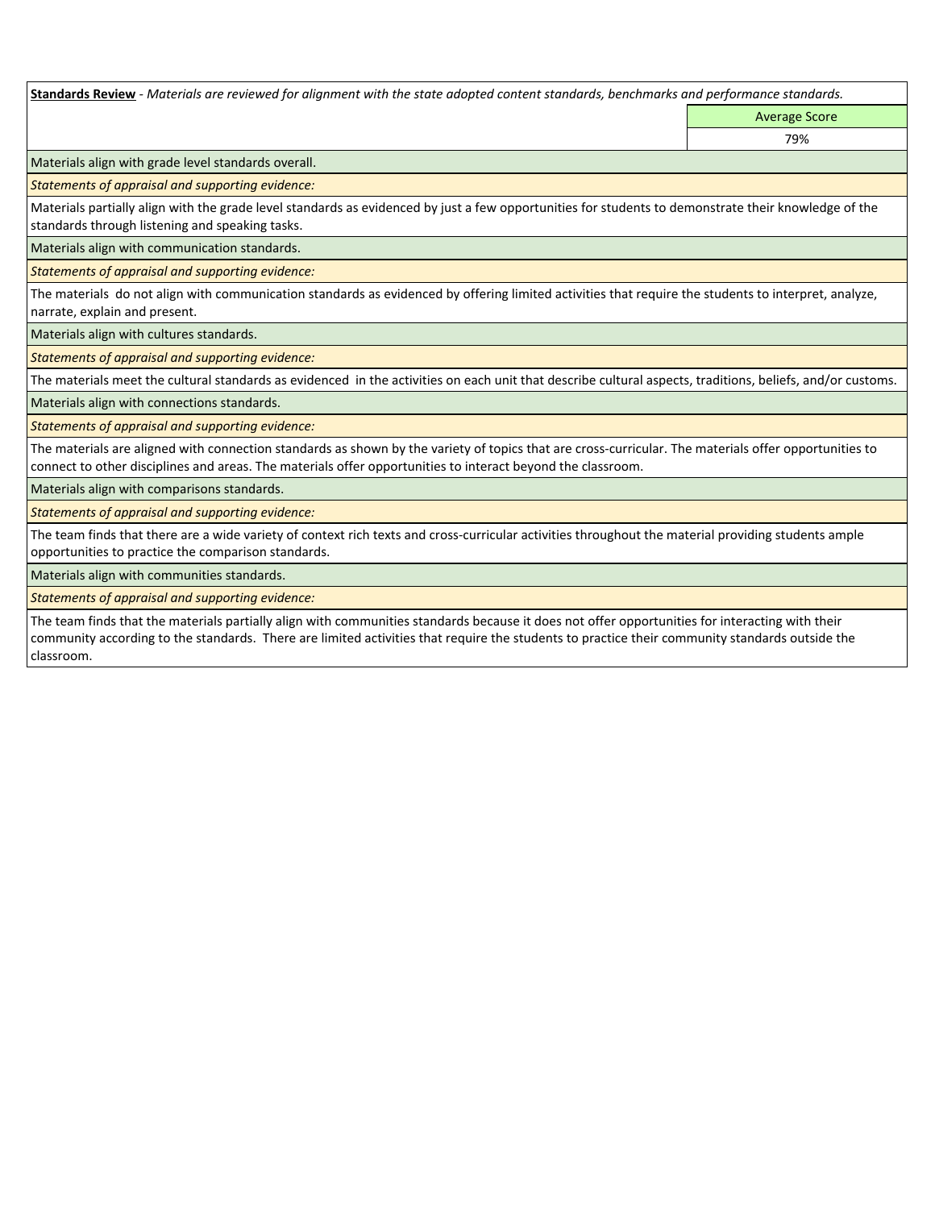**Standards Review** - *Materials are reviewed for alignment with the state adopted content standards, benchmarks and performance standards.*

| | Average Score |
|---|---|
| | 79% |

Materials align with grade level standards overall.

*Statements of appraisal and supporting evidence:*

Materials partially align with the grade level standards as evidenced by just a few opportunities for students to demonstrate their knowledge of the standards through listening and speaking tasks.

Materials align with communication standards.

*Statements of appraisal and supporting evidence:*

The materials do not align with communication standards as evidenced by offering limited activities that require the students to interpret, analyze, narrate, explain and present.

Materials align with cultures standards.

*Statements of appraisal and supporting evidence:*

The materials meet the cultural standards as evidenced in the activities on each unit that describe cultural aspects, traditions, beliefs, and/or customs.

Materials align with connections standards.

*Statements of appraisal and supporting evidence:*

The materials are aligned with connection standards as shown by the variety of topics that are cross-curricular. The materials offer opportunities to connect to other disciplines and areas. The materials offer opportunities to interact beyond the classroom.

Materials align with comparisons standards.

*Statements of appraisal and supporting evidence:*

The team finds that there are a wide variety of context rich texts and cross-curricular activities throughout the material providing students ample opportunities to practice the comparison standards.

Materials align with communities standards.

*Statements of appraisal and supporting evidence:*

The team finds that the materials partially align with communities standards because it does not offer opportunities for interacting with their community according to the standards. There are limited activities that require the students to practice their community standards outside the classroom.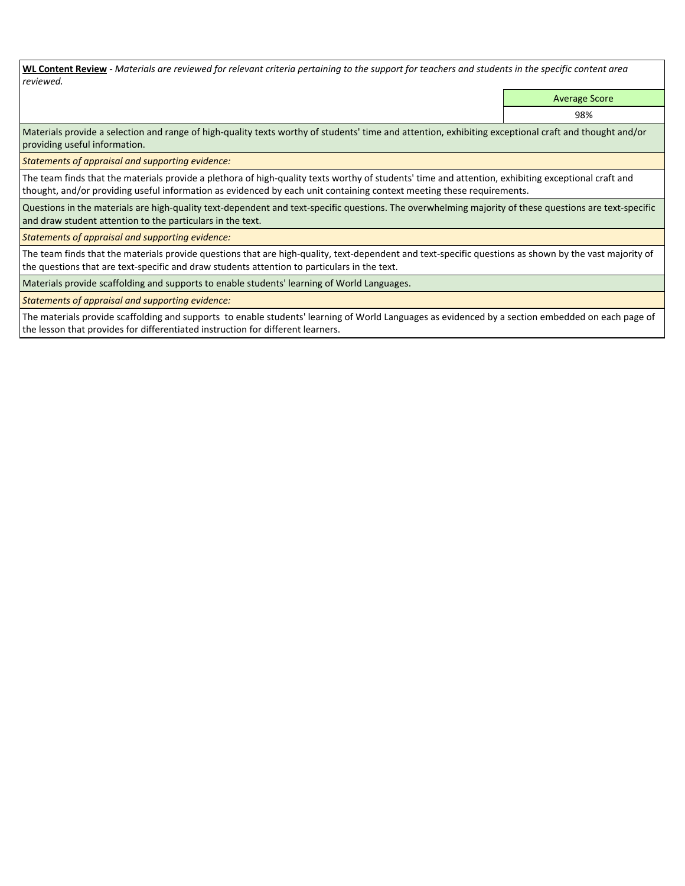**WL Content Review** - *Materials are reviewed for relevant criteria pertaining to the support for teachers and students in the specific content area reviewed.*

| | Average Score |
|---|---|
| | 98% |

Materials provide a selection and range of high-quality texts worthy of students' time and attention, exhibiting exceptional craft and thought and/or providing useful information.

*Statements of appraisal and supporting evidence:*

The team finds that the materials provide a plethora of high-quality texts worthy of students' time and attention, exhibiting exceptional craft and thought, and/or providing useful information as evidenced by each unit containing context meeting these requirements.

Questions in the materials are high-quality text-dependent and text-specific questions. The overwhelming majority of these questions are text-specific and draw student attention to the particulars in the text.

*Statements of appraisal and supporting evidence:*

The team finds that the materials provide questions that are high-quality, text-dependent and text-specific questions as shown by the vast majority of the questions that are text-specific and draw students attention to particulars in the text.

Materials provide scaffolding and supports to enable students' learning of World Languages.

*Statements of appraisal and supporting evidence:*

The materials provide scaffolding and supports to enable students' learning of World Languages as evidenced by a section embedded on each page of the lesson that provides for differentiated instruction for different learners.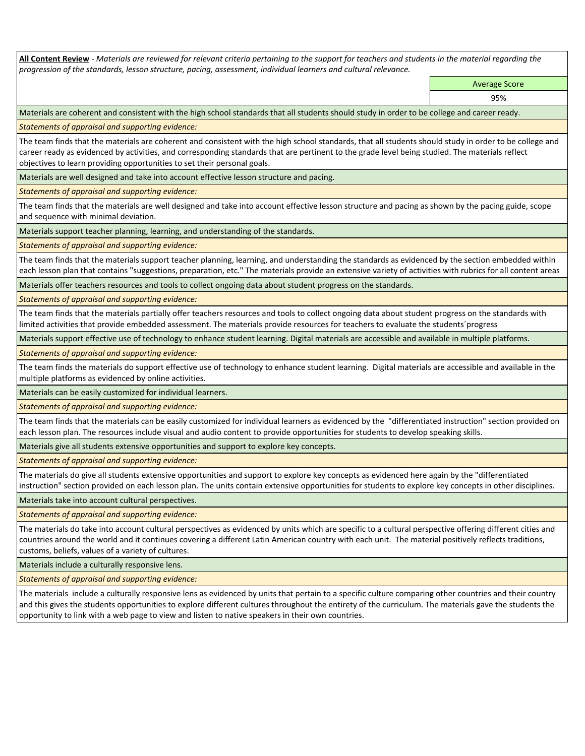**All Content Review** - *Materials are reviewed for relevant criteria pertaining to the support for teachers and students in the material regarding the progression of the standards, lesson structure, pacing, assessment, individual learners and cultural relevance.*

| | Average Score |
|---|---|
| | 95% |

Materials are coherent and consistent with the high school standards that all students should study in order to be college and career ready.

*Statements of appraisal and supporting evidence:*

The team finds that the materials are coherent and consistent with the high school standards, that all students should study in order to be college and career ready as evidenced by activities, and corresponding standards that are pertinent to the grade level being studied. The materials reflect objectives to learn providing opportunities to set their personal goals.

Materials are well designed and take into account effective lesson structure and pacing.

*Statements of appraisal and supporting evidence:*

The team finds that the materials are well designed and take into account effective lesson structure and pacing as shown by the pacing guide, scope and sequence with minimal deviation.

Materials support teacher planning, learning, and understanding of the standards.

*Statements of appraisal and supporting evidence:*

The team finds that the materials support teacher planning, learning, and understanding the standards as evidenced by the section embedded within each lesson plan that contains "suggestions, preparation, etc." The materials provide an extensive variety of activities with rubrics for all content areas

Materials offer teachers resources and tools to collect ongoing data about student progress on the standards.

*Statements of appraisal and supporting evidence:*

The team finds that the materials partially offer teachers resources and tools to collect ongoing data about student progress on the standards with limited activities that provide embedded assessment. The materials provide resources for teachers to evaluate the students´progress

Materials support effective use of technology to enhance student learning. Digital materials are accessible and available in multiple platforms.

*Statements of appraisal and supporting evidence:*

The team finds the materials do support effective use of technology to enhance student learning. Digital materials are accessible and available in the multiple platforms as evidenced by online activities.

Materials can be easily customized for individual learners.

*Statements of appraisal and supporting evidence:*

The team finds that the materials can be easily customized for individual learners as evidenced by the "differentiated instruction" section provided on each lesson plan. The resources include visual and audio content to provide opportunities for students to develop speaking skills.

Materials give all students extensive opportunities and support to explore key concepts.

*Statements of appraisal and supporting evidence:*

The materials do give all students extensive opportunities and support to explore key concepts as evidenced here again by the "differentiated instruction" section provided on each lesson plan. The units contain extensive opportunities for students to explore key concepts in other disciplines.

Materials take into account cultural perspectives.

*Statements of appraisal and supporting evidence:*

The materials do take into account cultural perspectives as evidenced by units which are specific to a cultural perspective offering different cities and countries around the world and it continues covering a different Latin American country with each unit. The material positively reflects traditions, customs, beliefs, values of a variety of cultures.

Materials include a culturally responsive lens.

*Statements of appraisal and supporting evidence:*

The materials include a culturally responsive lens as evidenced by units that pertain to a specific culture comparing other countries and their country and this gives the students opportunities to explore different cultures throughout the entirety of the curriculum. The materials gave the students the opportunity to link with a web page to view and listen to native speakers in their own countries.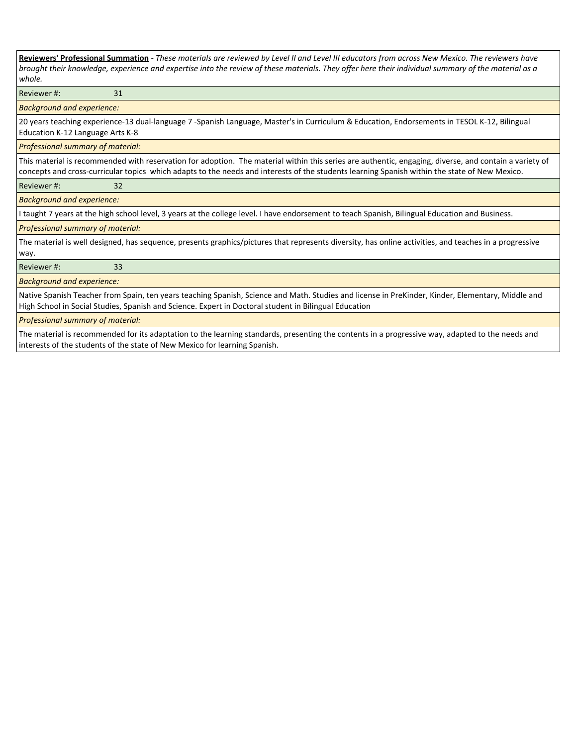**Reviewers' Professional Summation** - *These materials are reviewed by Level II and Level III educators from across New Mexico. The reviewers have brought their knowledge, experience and expertise into the review of these materials. They offer here their individual summary of the material as a whole.*

Reviewer #: 31

*Background and experience:*

20 years teaching experience-13 dual-language 7 -Spanish Language, Master's in Curriculum & Education, Endorsements in TESOL K-12, Bilingual Education K-12 Language Arts K-8

*Professional summary of material:*

This material is recommended with reservation for adoption. The material within this series are authentic, engaging, diverse, and contain a variety of concepts and cross-curricular topics which adapts to the needs and interests of the students learning Spanish within the state of New Mexico.

Reviewer #: 32

*Background and experience:*

I taught 7 years at the high school level, 3 years at the college level. I have endorsement to teach Spanish, Bilingual Education and Business.

*Professional summary of material:*

The material is well designed, has sequence, presents graphics/pictures that represents diversity, has online activities, and teaches in a progressive way.

Reviewer #: 33

*Background and experience:*

Native Spanish Teacher from Spain, ten years teaching Spanish, Science and Math. Studies and license in PreKinder, Kinder, Elementary, Middle and High School in Social Studies, Spanish and Science. Expert in Doctoral student in Bilingual Education

*Professional summary of material:*

The material is recommended for its adaptation to the learning standards, presenting the contents in a progressive way, adapted to the needs and interests of the students of the state of New Mexico for learning Spanish.